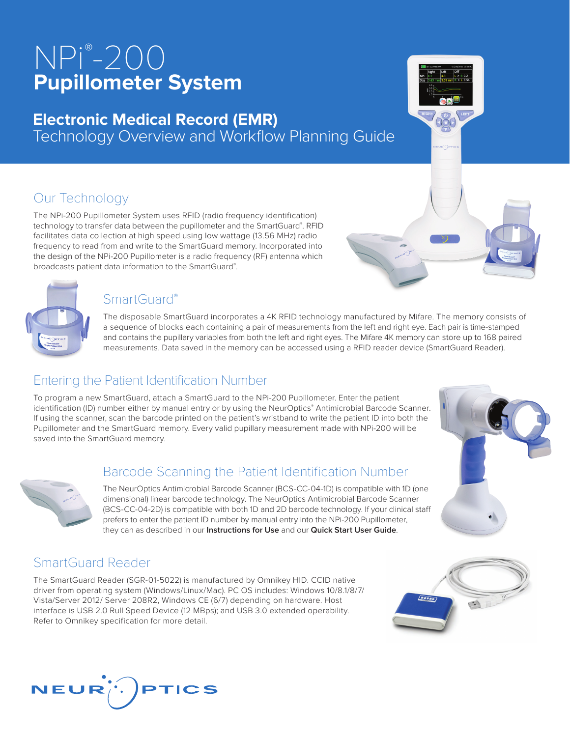# NPi®-200 Pupillometer System

## Electronic Medical Record (EMR)

Technology Overview and Workflow Planning Guide

## Our Technology

The NPi-200 Pupillometer System uses RFID (radio frequency identification) technology to transfer data between the pupillometer and the SmartGuard®. RFID facilitates data collection at high speed using low wattage (13.56 MHz) radio frequency to read from and write to the SmartGuard memory. Incorporated into the design of the NPi-200 Pupillometer is a radio frequency (RF) antenna which broadcasts patient data information to the SmartGuard®.

## SmartGuard®

The disposable SmartGuard incorporates a 4K RFID technology manufactured by Mifare. The memory consists of a sequence of blocks each containing a pair of measurements from the left and right eye. Each pair is time-stamped and contains the pupillary variables from both the left and right eyes. The Mifare 4K memory can store up to 168 paired measurements. Data saved in the memory can be accessed using a RFID reader device (SmartGuard Reader).

## Entering the Patient Identification Number

To program a new SmartGuard, attach a SmartGuard to the NPi-200 Pupillometer. Enter the patient identification (ID) number either by manual entry or by using the NeurOptics® Antimicrobial Barcode Scanner. If using the scanner, scan the barcode printed on the patient's wristband to write the patient ID into both the Pupillometer and the SmartGuard memory. Every valid pupillary measurement made with NPi-200 will be saved into the SmartGuard memory.

## Barcode Scanning the Patient Identification Number

The NeurOptics Antimicrobial Barcode Scanner (BCS-CC-04-1D) is compatible with 1D (one dimensional) linear barcode technology. The NeurOptics Antimicrobial Barcode Scanner (BCS-CC-04-2D) is compatible with both 1D and 2D barcode technology. If your clinical staff prefers to enter the patient ID number by manual entry into the NPi-200 Pupillometer, they can as described in our **Instructions for Use** and our **Quick Start User Guide**.

## SmartGuard Reader

The SmartGuard Reader (SGR-01-5022) is manufactured by Omnikey HID. CCID native driver from operating system (Windows/Linux/Mac). PC OS includes: Windows 10/8.1/8/7/ Vista/Server 2012/ Server 208R2, Windows CE (6/7) depending on hardware. Host interface is USB 2.0 Rull Speed Device (12 MBps); and USB 3.0 extended operability. Refer to Omnikey specification for more detail.

NEUROPTICS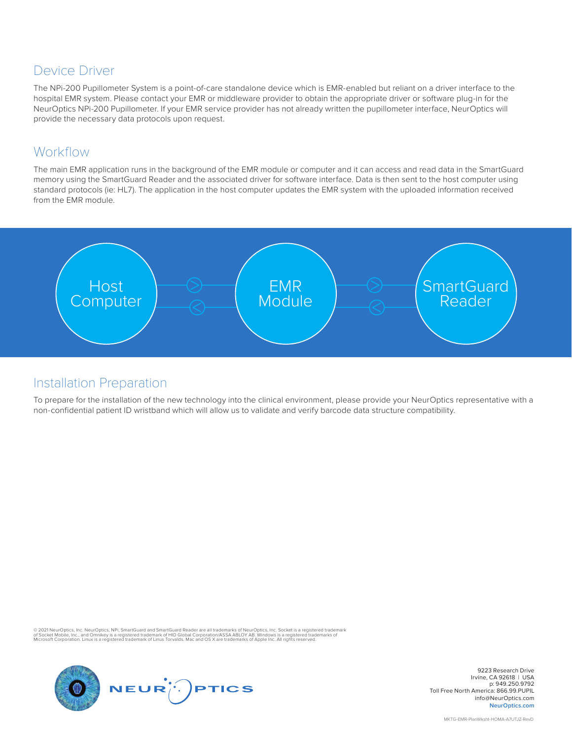## Device Driver

The NPi-200 Pupillometer System is a point-of-care standalone device which is EMR-enabled but reliant on a driver interface to the hospital EMR system. Please contact your EMR or middleware provider to obtain the appropriate driver or software plug-in for the NeurOptics NPi-200 Pupillometer. If your EMR service provider has not already written the pupillometer interface, NeurOptics will provide the necessary data protocols upon request.

## Workflow

The main EMR application runs in the background of the EMR module or computer and it can access and read data in the SmartGuard memory using the SmartGuard Reader and the associated driver for software interface. Data is then sent to the host computer using standard protocols (ie: HL7). The application in the host computer updates the EMR system with the uploaded information received from the EMR module.

Host Computer

EMR Module

SmartGuard Reader

## Installation Preparation

To prepare for the installation of the new technology into the clinical environment, please provide your NeurOptics representative with a non-confidential patient ID wristband which will allow us to validate and verify barcode data structure compatibility.

© 2021 NeurOptics, Inc. NeurOptics, NPi, SmartGuard and SmartGuard Reader are all trademarks of NeurOptics, Inc. Socket is a registered trademark of Socket Mobile, Inc., and Omnikey is a registered trademark of HID Global Corporation/ASSA ABLOY AB. Windows is a registered trademark of Microsoft Corporation. Linux is a registered trademark of Linus Torvalds. Mac and OS X are trademarks of Apple Inc. All rights reserved.

NEUROPTICS

9223 Research Drive
Irvine, CA 92618 | USA
p: 949.250.9792
Toll Free North America: 866.99.PUPIL
info@NeurOptics.com
**NeurOptics.com**

MKTG-EMR-PlanWksht-HOMA-A7UTJZ-RevD